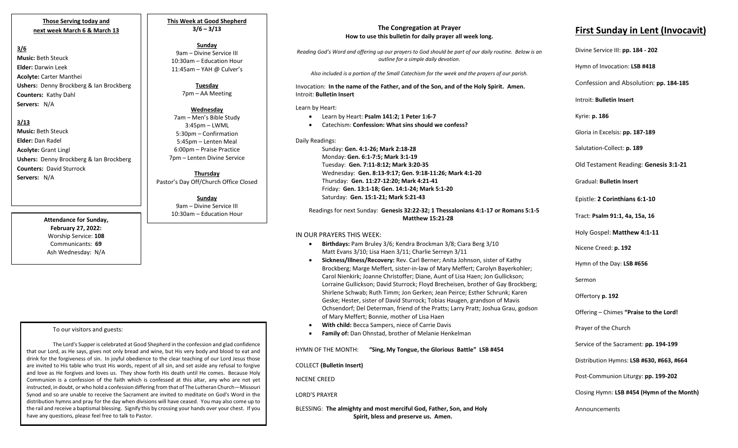**Those Serving today and next week March 6 & March 13**

**3/6**

**Music:** Beth Steuck
**Elder:** Darwin Leek
**Acolyte:** Carter Manthei
**Ushers:** Denny Brockberg & Ian Brockberg
**Counters:** Kathy Dahl
**Servers:** N/A

**3/13**

**Music:** Beth Steuck
**Elder:** Dan Radel
**Acolyte:** Grant Lingl
**Ushers:** Denny Brockberg & Ian Brockberg
**Counters:** David Sturrock
**Servers:** N/A

**Attendance for Sunday, February 27, 2022:**
Worship Service: **108**
Communicants: **69**
Ash Wednesday: N/A

**This Week at Good Shepherd**
**3/6 – 3/13**

**Sunday**
9am – Divine Service III
10:30am – Education Hour
11:45am – YAH @ Culver's

**Tuesday**
7pm – AA Meeting

**Wednesday**
7am – Men's Bible Study
3:45pm – LWML
5:30pm – Confirmation
5:45pm – Lenten Meal
6:00pm – Praise Practice
7pm – Lenten Divine Service

**Thursday**
Pastor's Day Off/Church Office Closed

**Sunday**
9am – Divine Service III
10:30am – Education Hour

To our visitors and guests:

The Lord's Supper is celebrated at Good Shepherd in the confession and glad confidence that our Lord, as He says, gives not only bread and wine, but His very body and blood to eat and drink for the forgiveness of sin. In joyful obedience to the clear teaching of our Lord Jesus those are invited to His table who trust His words, repent of all sin, and set aside any refusal to forgive and love as He forgives and loves us. They show forth His death until He comes. Because Holy Communion is a confession of the faith which is confessed at this altar, any who are not yet instructed, in doubt, or who hold a confession differing from that of The Lutheran Church—Missouri Synod and so are unable to receive the Sacrament are invited to meditate on God's Word in the distribution hymns and pray for the day when divisions will have ceased. You may also come up to the rail and receive a baptismal blessing. Signify this by crossing your hands over your chest. If you have any questions, please feel free to talk to Pastor.

**The Congregation at Prayer**
**How to use this bulletin for daily prayer all week long.**

*Reading God's Word and offering up our prayers to God should be part of our daily routine. Below is an outline for a simple daily devotion.*

*Also included is a portion of the Small Catechism for the week and the prayers of our parish.*

Invocation: **In the name of the Father, and of the Son, and of the Holy Spirit. Amen.**
Introit: **Bulletin Insert**

Learn by Heart:

- Learn by Heart: **Psalm 141:2; 1 Peter 1:6-7**
- Catechism: **Confession: What sins should we confess?**

Daily Readings:

Sunday: **Gen. 4:1-26; Mark 2:18-28**
Monday: **Gen. 6:1-7:5; Mark 3:1-19**
Tuesday: **Gen. 7:11-8:12; Mark 3:20-35**
Wednesday: **Gen. 8:13-9:17; Gen. 9:18-11:26; Mark 4:1-20**
Thursday: **Gen. 11:27-12:20; Mark 4:21-41**
Friday: **Gen. 13:1-18; Gen. 14:1-24; Mark 5:1-20**
Saturday: **Gen. 15:1-21; Mark 5:21-43**

Readings for next Sunday: **Genesis 32:22-32; 1 Thessalonians 4:1-17 or Romans 5:1-5 Matthew 15:21-28**

IN OUR PRAYERS THIS WEEK:

- **Birthdays:** Pam Bruley 3/6; Kendra Brockman 3/8; Ciara Berg 3/10 Matt Evans 3/10; Lisa Haen 3/11; Charlie Serreyn 3/11
- **Sickness/Illness/Recovery:** Rev. Carl Berner; Anita Johnson, sister of Kathy Brockberg; Marge Meffert, sister-in-law of Mary Meffert; Carolyn Bayerkohler; Carol Nienkirk; Joanne Christoffer; Diane, Aunt of Lisa Haen; Jon Gullickson; Lorraine Gullickson; David Sturrock; Floyd Brecheisen, brother of Gay Brockberg; Shirlene Schwab; Ruth Timm; Jon Gerken; Jean Peirce; Esther Schrunk; Karen Geske; Hester, sister of David Sturrock; Tobias Haugen, grandson of Mavis Ochsendorf; Del Determan, friend of the Pratts; Larry Pratt; Joshua Grau, godson of Mary Meffert; Bonnie, mother of Lisa Haen
- **With child:** Becca Sampers, niece of Carrie Davis
- **Family of:** Dan Ohnstad, brother of Melanie Henkelman

HYMN OF THE MONTH: **"Sing, My Tongue, the Glorious Battle" LSB #454**

COLLECT **(Bulletin Insert)**

NICENE CREED

LORD'S PRAYER

BLESSING: **The almighty and most merciful God, Father, Son, and Holy Spirit, bless and preserve us. Amen.**

# First Sunday in Lent (Invocavit)

Divine Service III: **pp. 184 - 202**

Hymn of Invocation: **LSB #418**

Confession and Absolution: **pp. 184-185**

Introit: **Bulletin Insert**

Kyrie: **p. 186**

Gloria in Excelsis: **pp. 187-189**

Salutation-Collect: **p. 189**

Old Testament Reading: **Genesis 3:1-21**

Gradual: **Bulletin Insert**

Epistle: **2 Corinthians 6:1-10**

Tract: **Psalm 91:1, 4a, 15a, 16**

Holy Gospel: **Matthew 4:1-11**

Nicene Creed: **p. 192**

Hymn of the Day: **LSB #656**

Sermon

Offertory **p. 192**

Offering – Chimes **"Praise to the Lord!**

Prayer of the Church

Service of the Sacrament: **pp. 194-199**

Distribution Hymns: **LSB #630, #663, #664**

Post-Communion Liturgy: **pp. 199-202**

Closing Hymn: **LSB #454 (Hymn of the Month)**

Announcements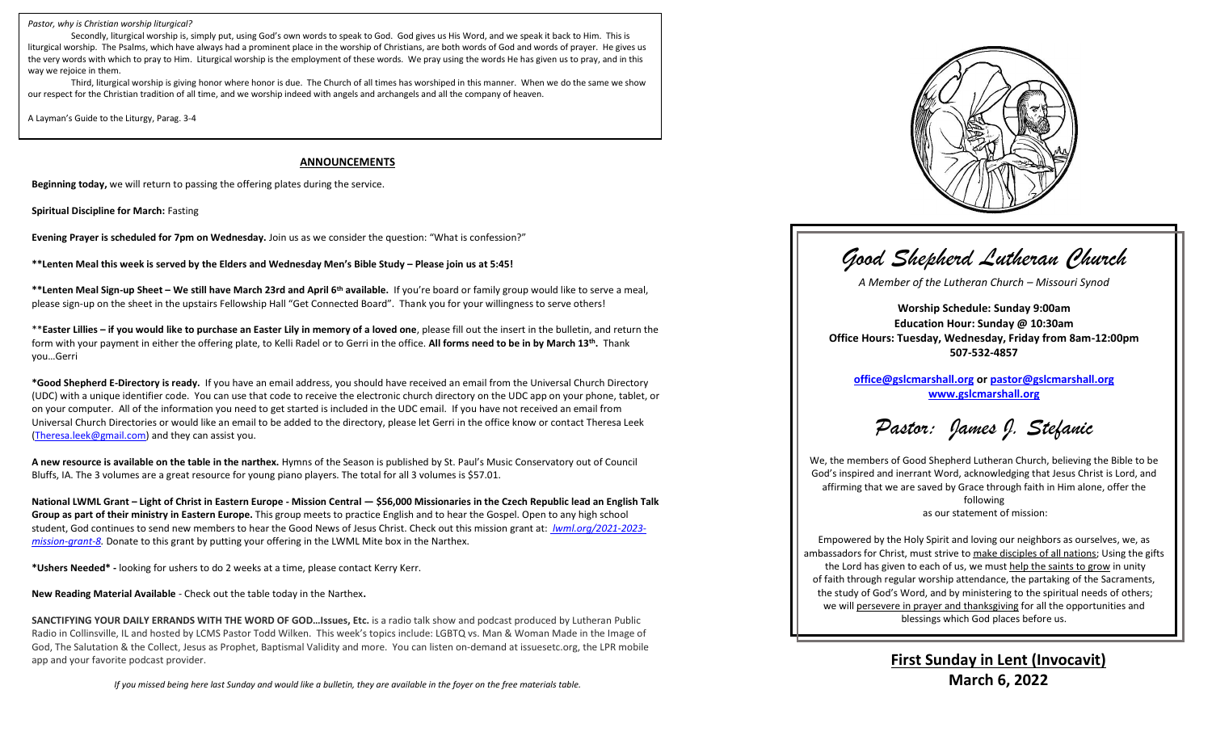*Pastor, why is Christian worship liturgical?*

Secondly, liturgical worship is, simply put, using God's own words to speak to God. God gives us His Word, and we speak it back to Him. This is liturgical worship. The Psalms, which have always had a prominent place in the worship of Christians, are both words of God and words of prayer. He gives us the very words with which to pray to Him. Liturgical worship is the employment of these words. We pray using the words He has given us to pray, and in this way we rejoice in them.

Third, liturgical worship is giving honor where honor is due. The Church of all times has worshiped in this manner. When we do the same we show our respect for the Christian tradition of all time, and we worship indeed with angels and archangels and all the company of heaven.

A Layman's Guide to the Liturgy, Parag. 3-4

## ANNOUNCEMENTS

**Beginning today,** we will return to passing the offering plates during the service.

**Spiritual Discipline for March:** Fasting

**Evening Prayer is scheduled for 7pm on Wednesday.** Join us as we consider the question: "What is confession?"

**\*\*Lenten Meal this week is served by the Elders and Wednesday Men's Bible Study – Please join us at 5:45!**

**\*\*Lenten Meal Sign-up Sheet – We still have March 23rd and April 6th available.** If you're board or family group would like to serve a meal, please sign-up on the sheet in the upstairs Fellowship Hall "Get Connected Board". Thank you for your willingness to serve others!

\*\***Easter Lillies – if you would like to purchase an Easter Lily in memory of a loved one**, please fill out the insert in the bulletin, and return the form with your payment in either the offering plate, to Kelli Radel or to Gerri in the office. **All forms need to be in by March 13th.** Thank you…Gerri

**\*Good Shepherd E-Directory is ready.** If you have an email address, you should have received an email from the Universal Church Directory (UDC) with a unique identifier code. You can use that code to receive the electronic church directory on the UDC app on your phone, tablet, or on your computer. All of the information you need to get started is included in the UDC email. If you have not received an email from Universal Church Directories or would like an email to be added to the directory, please let Gerri in the office know or contact Theresa Leek (Theresa.leek@gmail.com) and they can assist you.

**A new resource is available on the table in the narthex.** Hymns of the Season is published by St. Paul's Music Conservatory out of Council Bluffs, IA. The 3 volumes are a great resource for young piano players. The total for all 3 volumes is $57.01.

**National LWML Grant – Light of Christ in Eastern Europe - Mission Central — $56,000 Missionaries in the Czech Republic lead an English Talk Group as part of their ministry in Eastern Europe.** This group meets to practice English and to hear the Gospel. Open to any high school student, God continues to send new members to hear the Good News of Jesus Christ. Check out this mission grant at: *lwml.org/2021-2023-mission-grant-8.* Donate to this grant by putting your offering in the LWML Mite box in the Narthex.

**\*Ushers Needed\* -** looking for ushers to do 2 weeks at a time, please contact Kerry Kerr.

**New Reading Material Available** - Check out the table today in the Narthex**.**

**SANCTIFYING YOUR DAILY ERRANDS WITH THE WORD OF GOD…Issues, Etc.** is a radio talk show and podcast produced by Lutheran Public Radio in Collinsville, IL and hosted by LCMS Pastor Todd Wilken. This week's topics include: LGBTQ vs. Man & Woman Made in the Image of God, The Salutation & the Collect, Jesus as Prophet, Baptismal Validity and more. You can listen on-demand at issuesetc.org, the LPR mobile app and your favorite podcast provider.

*If you missed being here last Sunday and would like a bulletin, they are available in the foyer on the free materials table.*

# *Good Shepherd Lutheran Church*

*A Member of the Lutheran Church – Missouri Synod*

**Worship Schedule: Sunday 9:00am**
**Education Hour: Sunday @ 10:30am**
**Office Hours: Tuesday, Wednesday, Friday from 8am-12:00pm**
**507-532-4857**

**office@gslcmarshall.org or pastor@gslcmarshall.org**
**www.gslcmarshall.org**

## *Pastor: James J. Stefanic*

We, the members of Good Shepherd Lutheran Church, believing the Bible to be God's inspired and inerrant Word, acknowledging that Jesus Christ is Lord, and affirming that we are saved by Grace through faith in Him alone, offer the following as our statement of mission:

Empowered by the Holy Spirit and loving our neighbors as ourselves, we, as ambassadors for Christ, must strive to make disciples of all nations; Using the gifts the Lord has given to each of us, we must help the saints to grow in unity of faith through regular worship attendance, the partaking of the Sacraments, the study of God's Word, and by ministering to the spiritual needs of others; we will persevere in prayer and thanksgiving for all the opportunities and blessings which God places before us.

## First Sunday in Lent (Invocavit)
## March 6, 2022